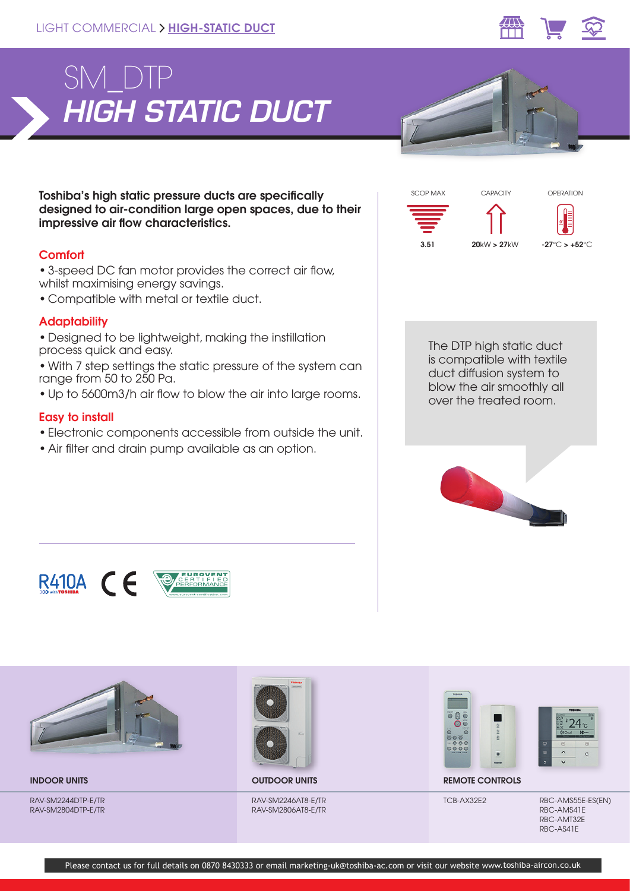LIGHT COMMERCIAL > HIGH-STATIC DUCT

# SM_DTP
# *HIGH STATIC DUCT*

**Toshiba's high static pressure ducts are specifically designed to air-condition large open spaces, due to their impressive air flow characteristics.**

SCOP MAX
3.51

CAPACITY
20kW > 27kW

OPERATION
-27°C > +52°C

## Comfort

• 3-speed DC fan motor provides the correct air flow, whilst maximising energy savings.
• Compatible with metal or textile duct.

## Adaptability

• Designed to be lightweight, making the instillation process quick and easy.
• With 7 step settings the static pressure of the system can range from 50 to 250 Pa.
• Up to 5600m3/h air flow to blow the air into large rooms.

## Easy to install

• Electronic components accessible from outside the unit.
• Air filter and drain pump available as an option.

The DTP high static duct is compatible with textile duct diffusion system to blow the air smoothly all over the treated room.

R410A with TOSHIBA CE EUROVENT CERTIFIED PERFORMANCE www.eurovent-certification.com

| INDOOR UNITS | OUTDOOR UNITS | REMOTE CONTROLS | |
|---|---|---|---|
| RAV-SM2244DTP-E/TR<br>RAV-SM2804DTP-E/TR | RAV-SM2246AT8-E/TR<br>RAV-SM2806AT8-E/TR | TCB-AX32E2 | RBC-AMS55E-ES(EN)<br>RBC-AMS41E<br>RBC-AMT32E<br>RBC-AS41E |

Please contact us for full details on 0870 8430333 or email marketing-uk@toshiba-ac.com or visit our website www.toshiba-aircon.co.uk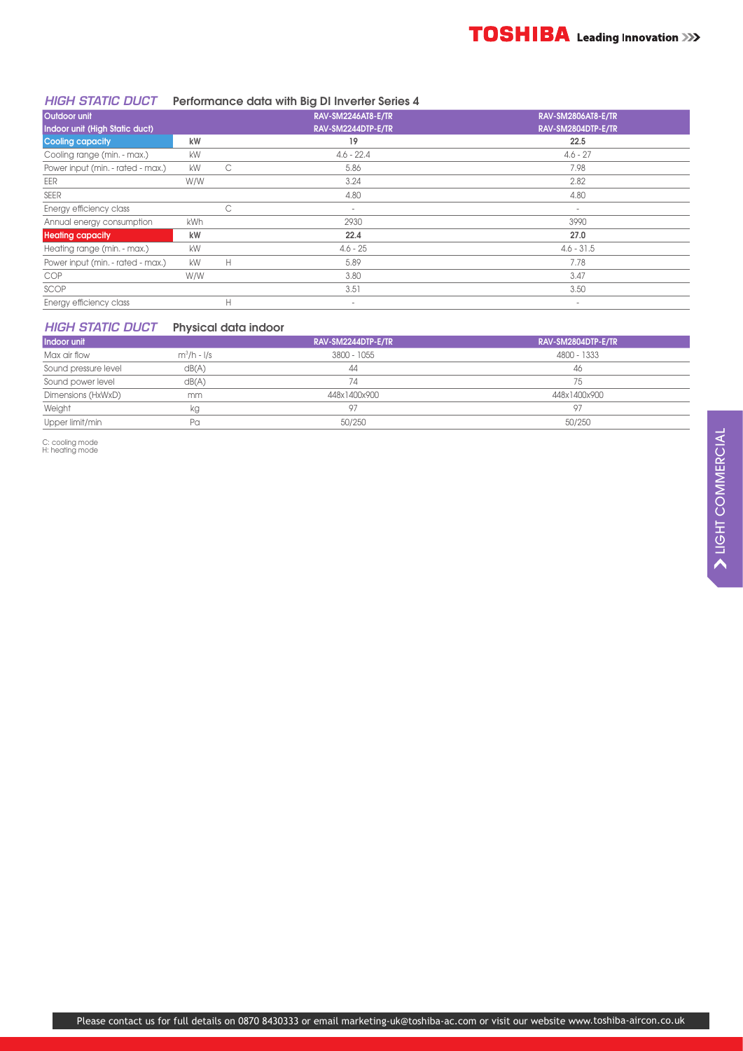## *HIGH STATIC DUCT* Performance data with Big DI Inverter Series 4

| Outdoor unit<br>Indoor unit (High Static duct) | | | RAV-SM2246AT8-E/TR<br>RAV-SM2244DTP-E/TR | RAV-SM2806AT8-E/TR<br>RAV-SM2804DTP-E/TR |
|---|---|---|---|---|
| **Cooling capacity** | **kW** | | **19** | **22.5** |
| Cooling range (min. - max.) | kW | | 4.6 - 22.4 | 4.6 - 27 |
| Power input (min. - rated - max.) | kW | C | 5.86 | 7.98 |
| EER | W/W | | 3.24 | 2.82 |
| SEER | | | 4.80 | 4.80 |
| Energy efficiency class | | C | - | - |
| Annual energy consumption | kWh | | 2930 | 3990 |
| **Heating capacity** | **kW** | | **22.4** | **27.0** |
| Heating range (min. - max.) | kW | | 4.6 - 25 | 4.6 - 31.5 |
| Power input (min. - rated - max.) | kW | H | 5.89 | 7.78 |
| COP | W/W | | 3.80 | 3.47 |
| SCOP | | | 3.51 | 3.50 |
| Energy efficiency class | | H | - | - |

## *HIGH STATIC DUCT* Physical data indoor

| Indoor unit | | RAV-SM2244DTP-E/TR | RAV-SM2804DTP-E/TR |
|---|---|---|---|
| Max air flow | $m^3/h$ - l/s | 3800 - 1055 | 4800 - 1333 |
| Sound pressure level | dB(A) | 44 | 46 |
| Sound power level | dB(A) | 74 | 75 |
| Dimensions (HxWxD) | mm | 448x1400x900 | 448x1400x900 |
| Weight | kg | 97 | 97 |
| Upper limit/min | Pa | 50/250 | 50/250 |

C: cooling mode
H: heating mode

Please contact us for full details on 0870 8430333 or email marketing-uk@toshiba-ac.com or visit our website www.toshiba-aircon.co.uk